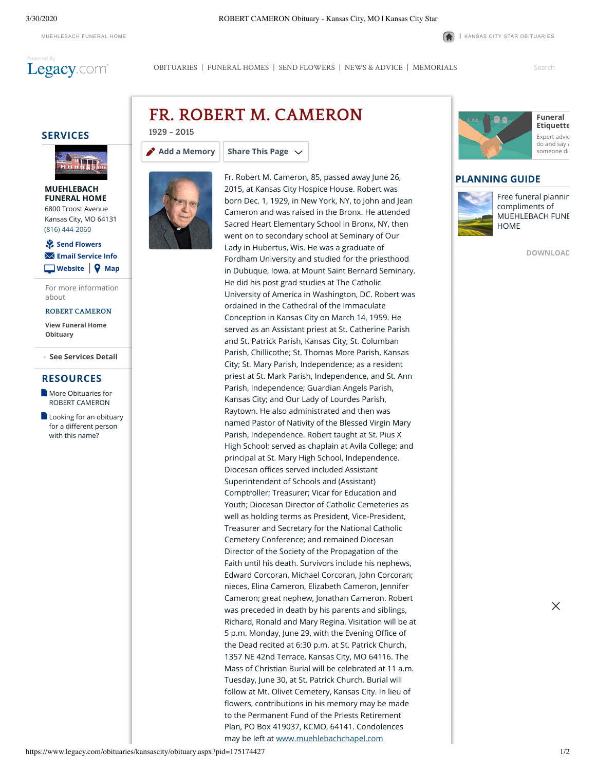MUEHLEBACH FUNERAL HOME | KANSAS CITY STAR OBITUARIES

Powered By Legacy.com

OBITUARIES | FUNERAL HOMES | SEND FLOWERS | NEWS & ADVICE | MEMORIALS

Search

## SERVICES

**MUEHLEBACH FUNERAL HOME**
6800 Troost Avenue
Kansas City, MO 64131
(816) 444-2060

Send Flowers
Email Service Info
Website | Map

For more information about

ROBERT CAMERON

View Funeral Home Obituary

See Services Detail

## RESOURCES

More Obituaries for ROBERT CAMERON

Looking for an obituary for a different person with this name?

# FR. ROBERT M. CAMERON

1929 - 2015

Add a Memory | Share This Page

Fr. Robert M. Cameron, 85, passed away June 26, 2015, at Kansas City Hospice House. Robert was born Dec. 1, 1929, in New York, NY, to John and Jean Cameron and was raised in the Bronx. He attended Sacred Heart Elementary School in Bronx, NY, then went on to secondary school at Seminary of Our Lady in Hubertus, Wis. He was a graduate of Fordham University and studied for the priesthood in Dubuque, Iowa, at Mount Saint Bernard Seminary. He did his post grad studies at The Catholic University of America in Washington, DC. Robert was ordained in the Cathedral of the Immaculate Conception in Kansas City on March 14, 1959. He served as an Assistant priest at St. Catherine Parish and St. Patrick Parish, Kansas City; St. Columban Parish, Chillicothe; St. Thomas More Parish, Kansas City; St. Mary Parish, Independence; as a resident priest at St. Mark Parish, Independence, and St. Ann Parish, Independence; Guardian Angels Parish, Kansas City; and Our Lady of Lourdes Parish, Raytown. He also administrated and then was named Pastor of Nativity of the Blessed Virgin Mary Parish, Independence. Robert taught at St. Pius X High School; served as chaplain at Avila College; and principal at St. Mary High School, Independence. Diocesan offices served included Assistant Superintendent of Schools and (Assistant) Comptroller; Treasurer; Vicar for Education and Youth; Diocesan Director of Catholic Cemeteries as well as holding terms as President, Vice-President, Treasurer and Secretary for the National Catholic Cemetery Conference; and remained Diocesan Director of the Society of the Propagation of the Faith until his death. Survivors include his nephews, Edward Corcoran, Michael Corcoran, John Corcoran; nieces, Elina Cameron, Elizabeth Cameron, Jennifer Cameron; great nephew, Jonathan Cameron. Robert was preceded in death by his parents and siblings, Richard, Ronald and Mary Regina. Visitation will be at 5 p.m. Monday, June 29, with the Evening Office of the Dead recited at 6:30 p.m. at St. Patrick Church, 1357 NE 42nd Terrace, Kansas City, MO 64116. The Mass of Christian Burial will be celebrated at 11 a.m. Tuesday, June 30, at St. Patrick Church. Burial will follow at Mt. Olivet Cemetery, Kansas City. In lieu of flowers, contributions in his memory may be made to the Permanent Fund of the Priests Retirement Plan, PO Box 419037, KCMO, 64141. Condolences may be left at www.muehlebachchapel.com

**Funeral Etiquette**
Expert advic do and say someone di

## PLANNING GUIDE

Free funeral plannir compliments of MUEHLEBACH FUNE HOME

DOWNLOAD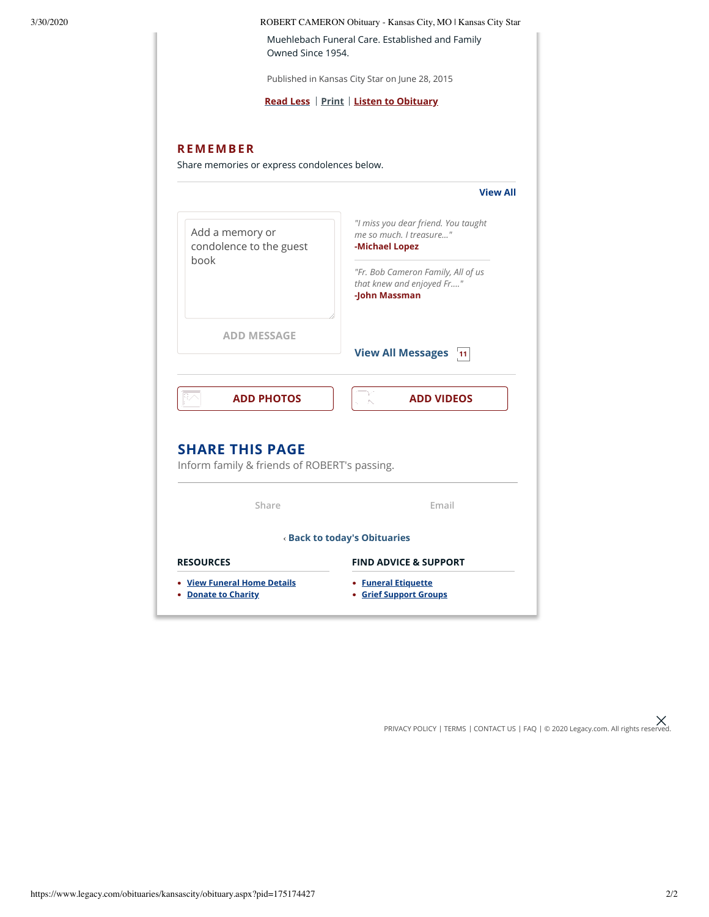Muehlebach Funeral Care. Established and Family Owned Since 1954.

Published in Kansas City Star on June 28, 2015

Read Less | Print | Listen to Obituary

## REMEMBER

Share memories or express condolences below.

View All

Add a memory or condolence to the guest book

ADD MESSAGE

*"I miss you dear friend. You taught me so much. I treasure..."*
**-Michael Lopez**

*"Fr. Bob Cameron Family, All of us that knew and enjoyed Fr...."*
**-John Massman**

View All Messages 11

ADD PHOTOS

ADD VIDEOS

## SHARE THIS PAGE

Inform family & friends of ROBERT's passing.

Share

Email

‹ Back to today's Obituaries

**RESOURCES**

- View Funeral Home Details
- Donate to Charity

**FIND ADVICE & SUPPORT**

- Funeral Etiquette
- Grief Support Groups

PRIVACY POLICY | TERMS | CONTACT US | FAQ | © 2020 Legacy.com. All rights reserved.